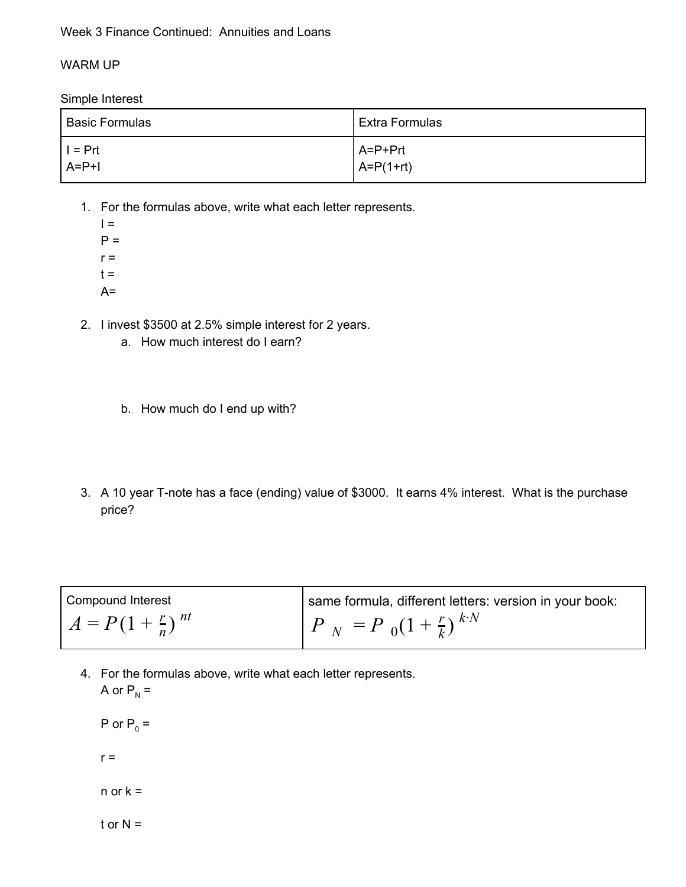Week 3 Finance Continued: Annuities and Loans

WARM UP

Simple Interest

| Basic Formulas | Extra Formulas |
|---|---|
| I = Prt<br>A=P+I | A=P+Prt<br>A=P(1+rt) |

1. For the formulas above, write what each letter represents.
   I =
   P =
   r =
   t =
   A=

2. I invest $3500 at 2.5% simple interest for 2 years.
   a. How much interest do I earn?

   b. How much do I end up with?

3. A 10 year T-note has a face (ending) value of $3000. It earns 4% interest. What is the purchase price?

| Compound Interest<br>$A = P(1 + \frac{r}{n})^{nt}$ | same formula, different letters: version in your book:<br>$P_N = P_0(1 + \frac{r}{k})^{k \cdot N}$ |
|---|---|

4. For the formulas above, write what each letter represents.
   A or $P_N$ =

   P or $P_0$ =

   r =

   n or k =

   t or N =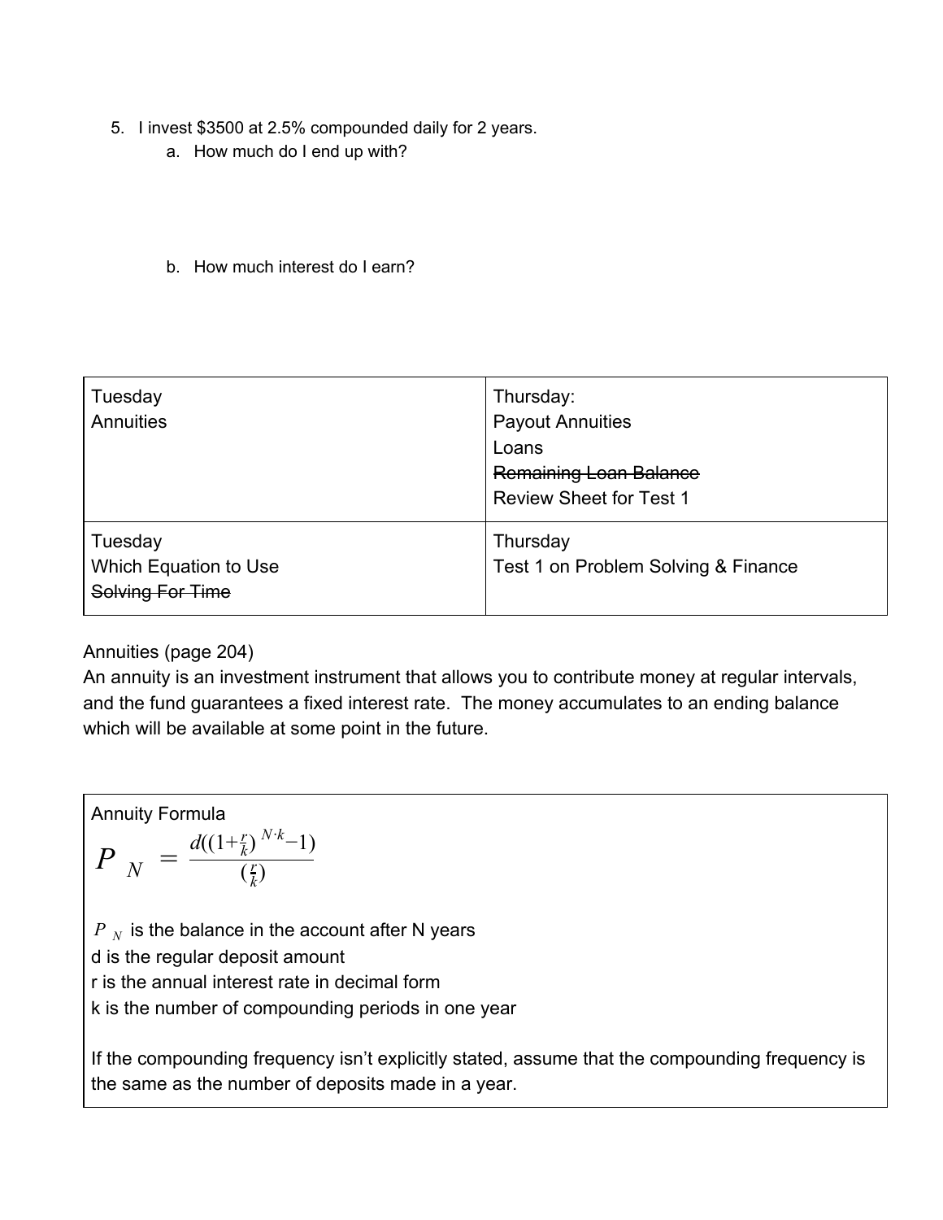5. I invest $3500 at 2.5% compounded daily for 2 years.
   a. How much do I end up with?

   b. How much interest do I earn?

| Tuesday<br>Annuities | Thursday:<br>Payout Annuities<br>Loans<br>~~Remaining Loan Balance~~<br>Review Sheet for Test 1 |
|---|---|
| Tuesday<br>Which Equation to Use<br>~~Solving For Time~~ | Thursday<br>Test 1 on Problem Solving & Finance |

Annuities (page 204)
An annuity is an investment instrument that allows you to contribute money at regular intervals, and the fund guarantees a fixed interest rate. The money accumulates to an ending balance which will be available at some point in the future.

Annuity Formula

$$P_N = \frac{d((1+\frac{r}{k})^{N \cdot k}-1)}{(\frac{r}{k})}$$

$P_N$ is the balance in the account after N years
d is the regular deposit amount
r is the annual interest rate in decimal form
k is the number of compounding periods in one year

If the compounding frequency isn't explicitly stated, assume that the compounding frequency is the same as the number of deposits made in a year.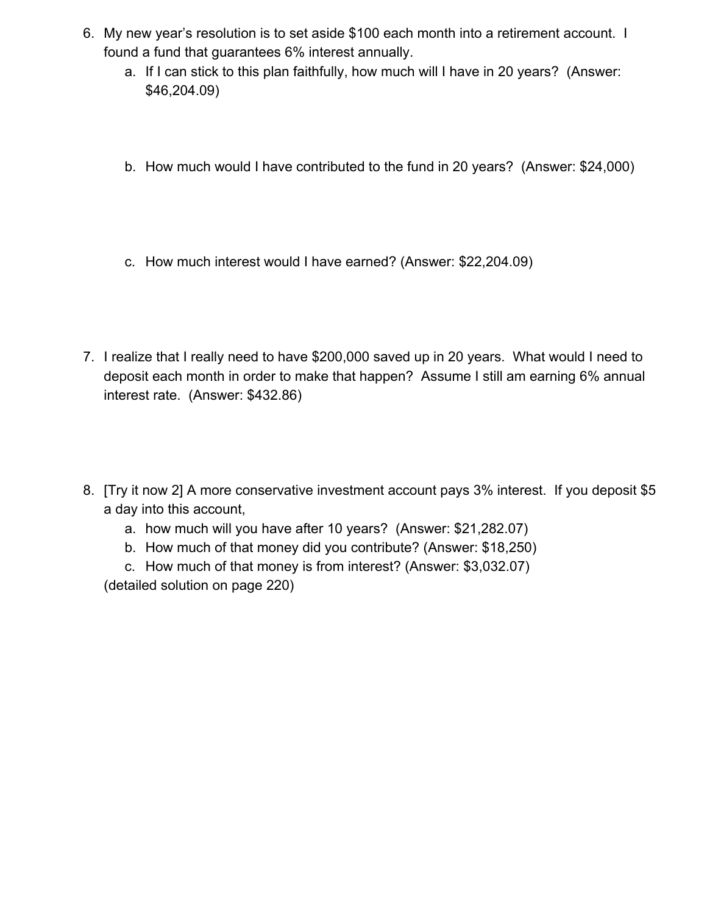6. My new year's resolution is to set aside $100 each month into a retirement account. I found a fund that guarantees 6% interest annually.
    a. If I can stick to this plan faithfully, how much will I have in 20 years? (Answer: $46,204.09)

    b. How much would I have contributed to the fund in 20 years? (Answer: $24,000)

    c. How much interest would I have earned? (Answer: $22,204.09)

7. I realize that I really need to have $200,000 saved up in 20 years. What would I need to deposit each month in order to make that happen? Assume I still am earning 6% annual interest rate. (Answer: $432.86)

8. [Try it now 2] A more conservative investment account pays 3% interest. If you deposit $5 a day into this account,
    a. how much will you have after 10 years? (Answer: $21,282.07)
    b. How much of that money did you contribute? (Answer: $18,250)
    c. How much of that money is from interest? (Answer: $3,032.07)

    (detailed solution on page 220)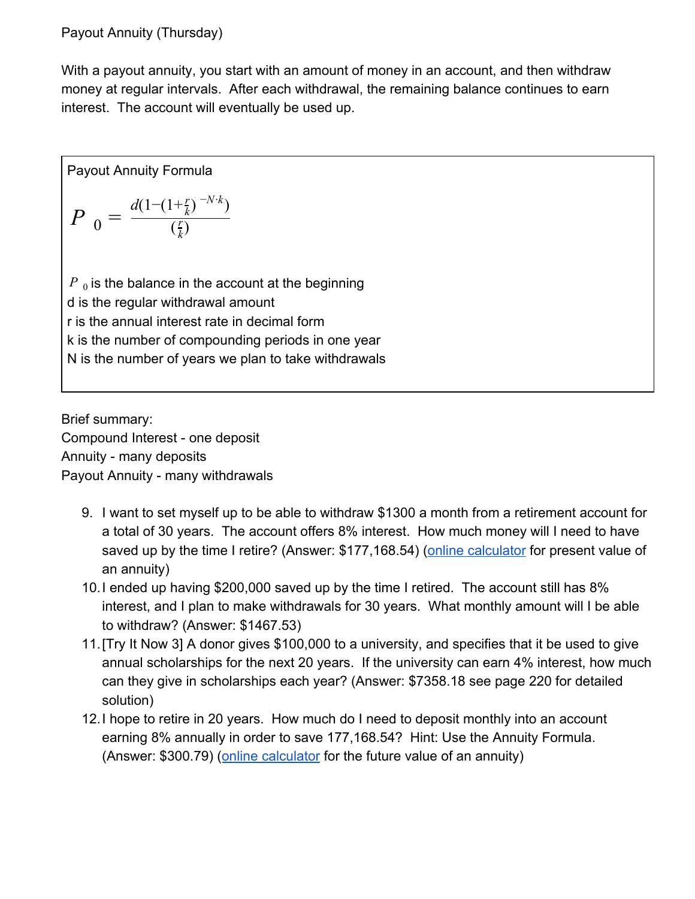Payout Annuity (Thursday)

With a payout annuity, you start with an amount of money in an account, and then withdraw money at regular intervals. After each withdrawal, the remaining balance continues to earn interest. The account will eventually be used up.

Payout Annuity Formula

$$P_0 = \frac{d\left(1-\left(1+\frac{r}{k}\right)^{-N \cdot k}\right)}{\left(\frac{r}{k}\right)}$$

$P_0$ is the balance in the account at the beginning
d is the regular withdrawal amount
r is the annual interest rate in decimal form
k is the number of compounding periods in one year
N is the number of years we plan to take withdrawals

Brief summary:
Compound Interest - one deposit
Annuity - many deposits
Payout Annuity - many withdrawals

9. I want to set myself up to be able to withdraw $1300 a month from a retirement account for a total of 30 years. The account offers 8% interest. How much money will I need to have saved up by the time I retire? (Answer: $177,168.54) (online calculator for present value of an annuity)
10. I ended up having $200,000 saved up by the time I retired. The account still has 8% interest, and I plan to make withdrawals for 30 years. What monthly amount will I be able to withdraw? (Answer: $1467.53)
11. [Try It Now 3] A donor gives $100,000 to a university, and specifies that it be used to give annual scholarships for the next 20 years. If the university can earn 4% interest, how much can they give in scholarships each year? (Answer: $7358.18 see page 220 for detailed solution)
12. I hope to retire in 20 years. How much do I need to deposit monthly into an account earning 8% annually in order to save 177,168.54? Hint: Use the Annuity Formula. (Answer: $300.79) (online calculator for the future value of an annuity)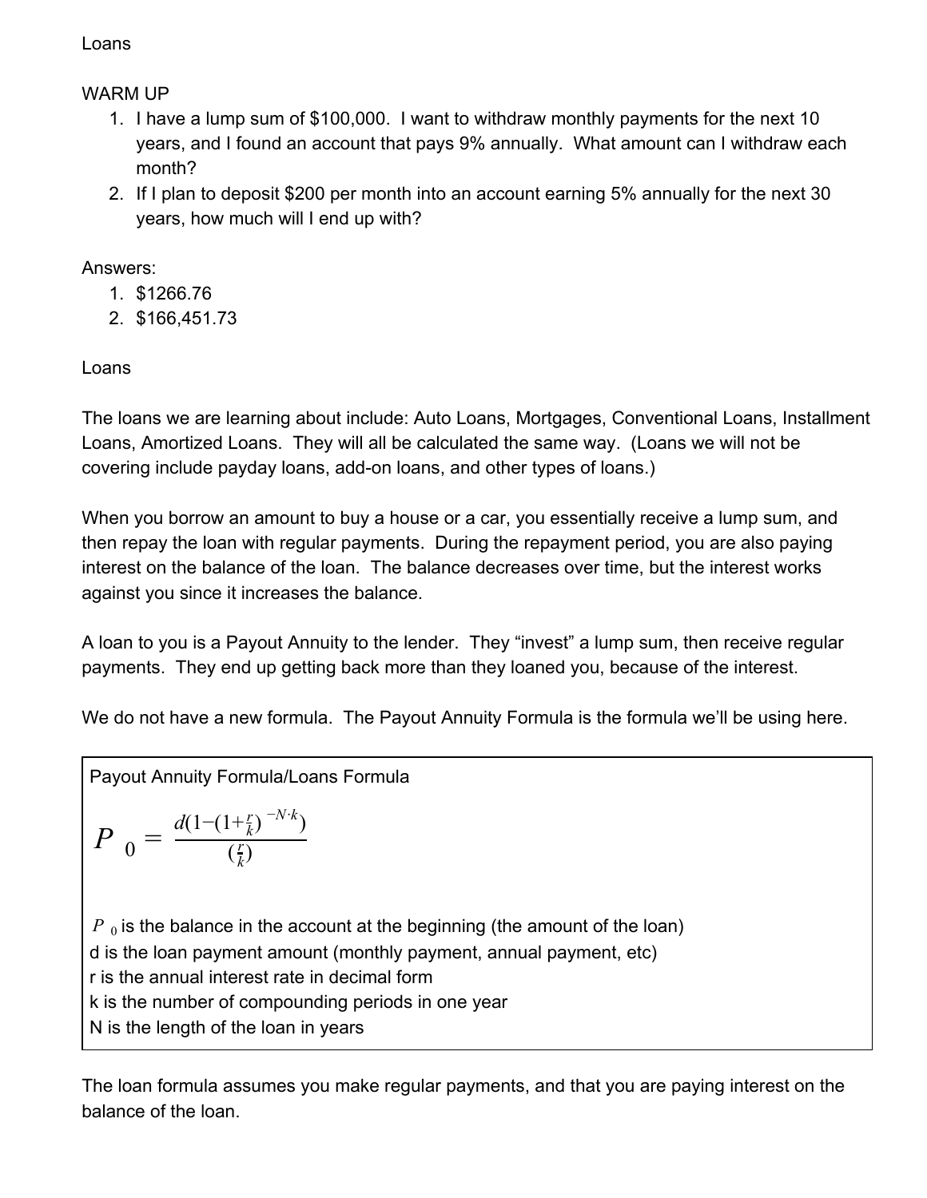Loans

WARM UP

1. I have a lump sum of \$100,000. I want to withdraw monthly payments for the next 10 years, and I found an account that pays 9% annually. What amount can I withdraw each month?
2. If I plan to deposit \$200 per month into an account earning 5% annually for the next 30 years, how much will I end up with?

Answers:

1. \$1266.76
2. \$166,451.73

Loans

The loans we are learning about include: Auto Loans, Mortgages, Conventional Loans, Installment Loans, Amortized Loans. They will all be calculated the same way. (Loans we will not be covering include payday loans, add-on loans, and other types of loans.)

When you borrow an amount to buy a house or a car, you essentially receive a lump sum, and then repay the loan with regular payments. During the repayment period, you are also paying interest on the balance of the loan. The balance decreases over time, but the interest works against you since it increases the balance.

A loan to you is a Payout Annuity to the lender. They "invest" a lump sum, then receive regular payments. They end up getting back more than they loaned you, because of the interest.

We do not have a new formula. The Payout Annuity Formula is the formula we'll be using here.

> Payout Annuity Formula/Loans Formula
>
> $$P_0 = \frac{d\left(1-\left(1+\frac{r}{k}\right)^{-N\cdot k}\right)}{\left(\frac{r}{k}\right)}$$
>
> $P_0$ is the balance in the account at the beginning (the amount of the loan)
> d is the loan payment amount (monthly payment, annual payment, etc)
> r is the annual interest rate in decimal form
> k is the number of compounding periods in one year
> N is the length of the loan in years

The loan formula assumes you make regular payments, and that you are paying interest on the balance of the loan.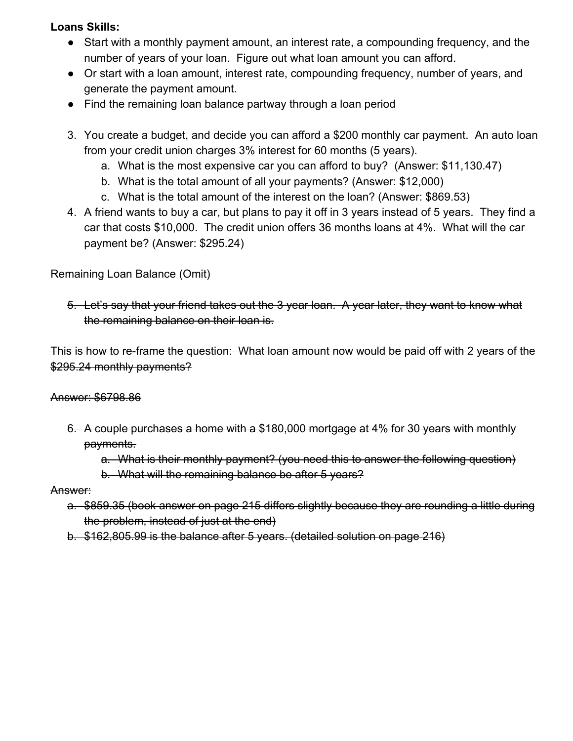**Loans Skills:**

- Start with a monthly payment amount, an interest rate, a compounding frequency, and the number of years of your loan. Figure out what loan amount you can afford.
- Or start with a loan amount, interest rate, compounding frequency, number of years, and generate the payment amount.
- Find the remaining loan balance partway through a loan period

3. You create a budget, and decide you can afford a $200 monthly car payment. An auto loan from your credit union charges 3% interest for 60 months (5 years).
    a. What is the most expensive car you can afford to buy? (Answer: $11,130.47)
    b. What is the total amount of all your payments? (Answer: $12,000)
    c. What is the total amount of the interest on the loan? (Answer: $869.53)
4. A friend wants to buy a car, but plans to pay it off in 3 years instead of 5 years. They find a car that costs $10,000. The credit union offers 36 months loans at 4%. What will the car payment be? (Answer: $295.24)

Remaining Loan Balance (Omit)

5. ~~Let's say that your friend takes out the 3 year loan. A year later, they want to know what the remaining balance on their loan is.~~

~~This is how to re-frame the question: What loan amount now would be paid off with 2 years of the $295.24 monthly payments?~~

~~Answer: $6798.86~~

6. ~~A couple purchases a home with a $180,000 mortgage at 4% for 30 years with monthly payments.~~
    a. ~~What is their monthly payment? (you need this to answer the following question)~~
    b. ~~What will the remaining balance be after 5 years?~~

~~Answer:~~

a. ~~$859.35 (book answer on page 215 differs slightly because they are rounding a little during the problem, instead of just at the end)~~
b. ~~$162,805.99 is the balance after 5 years. (detailed solution on page 216)~~